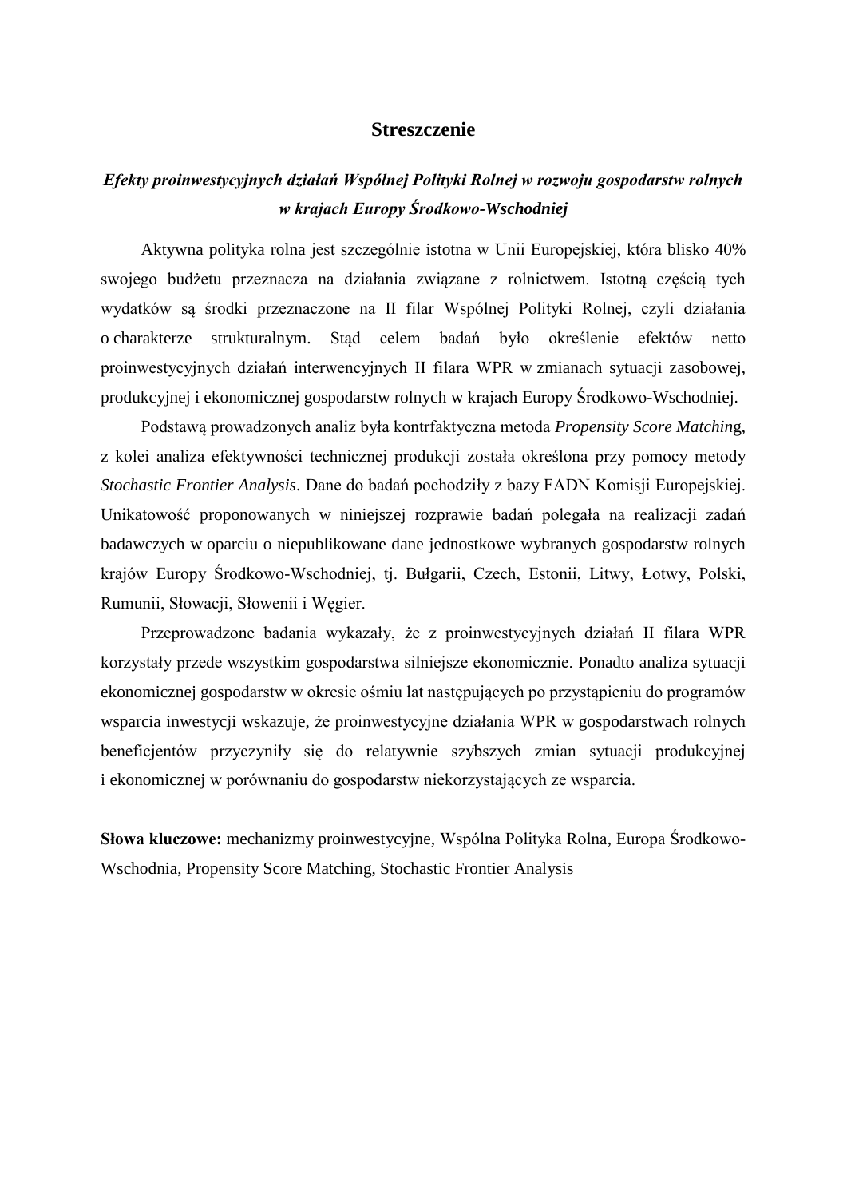# Streszczenie

***Efekty proinwestycyjnych działań Wspólnej Polityki Rolnej w rozwoju gospodarstw rolnych w krajach Europy Środkowo-Wschodniej***

Aktywna polityka rolna jest szczególnie istotna w Unii Europejskiej, która blisko 40% swojego budżetu przeznacza na działania związane z rolnictwem. Istotną częścią tych wydatków są środki przeznaczone na II filar Wspólnej Polityki Rolnej, czyli działania o charakterze strukturalnym. Stąd celem badań było określenie efektów netto proinwestycyjnych działań interwencyjnych II filara WPR w zmianach sytuacji zasobowej, produkcyjnej i ekonomicznej gospodarstw rolnych w krajach Europy Środkowo-Wschodniej.

Podstawą prowadzonych analiz była kontrfaktyczna metoda *Propensity Score Matchin*g, z kolei analiza efektywności technicznej produkcji została określona przy pomocy metody *Stochastic Frontier Analysis*. Dane do badań pochodziły z bazy FADN Komisji Europejskiej. Unikatowość proponowanych w niniejszej rozprawie badań polegała na realizacji zadań badawczych w oparciu o niepublikowane dane jednostkowe wybranych gospodarstw rolnych krajów Europy Środkowo-Wschodniej, tj. Bułgarii, Czech, Estonii, Litwy, Łotwy, Polski, Rumunii, Słowacji, Słowenii i Węgier.

Przeprowadzone badania wykazały, że z proinwestycyjnych działań II filara WPR korzystały przede wszystkim gospodarstwa silniejsze ekonomicznie. Ponadto analiza sytuacji ekonomicznej gospodarstw w okresie ośmiu lat następujących po przystąpieniu do programów wsparcia inwestycji wskazuje, że proinwestycyjne działania WPR w gospodarstwach rolnych beneficjentów przyczyniły się do relatywnie szybszych zmian sytuacji produkcyjnej i ekonomicznej w porównaniu do gospodarstw niekorzystających ze wsparcia.

**Słowa kluczowe:** mechanizmy proinwestycyjne, Wspólna Polityka Rolna, Europa Środkowo-Wschodnia, Propensity Score Matching, Stochastic Frontier Analysis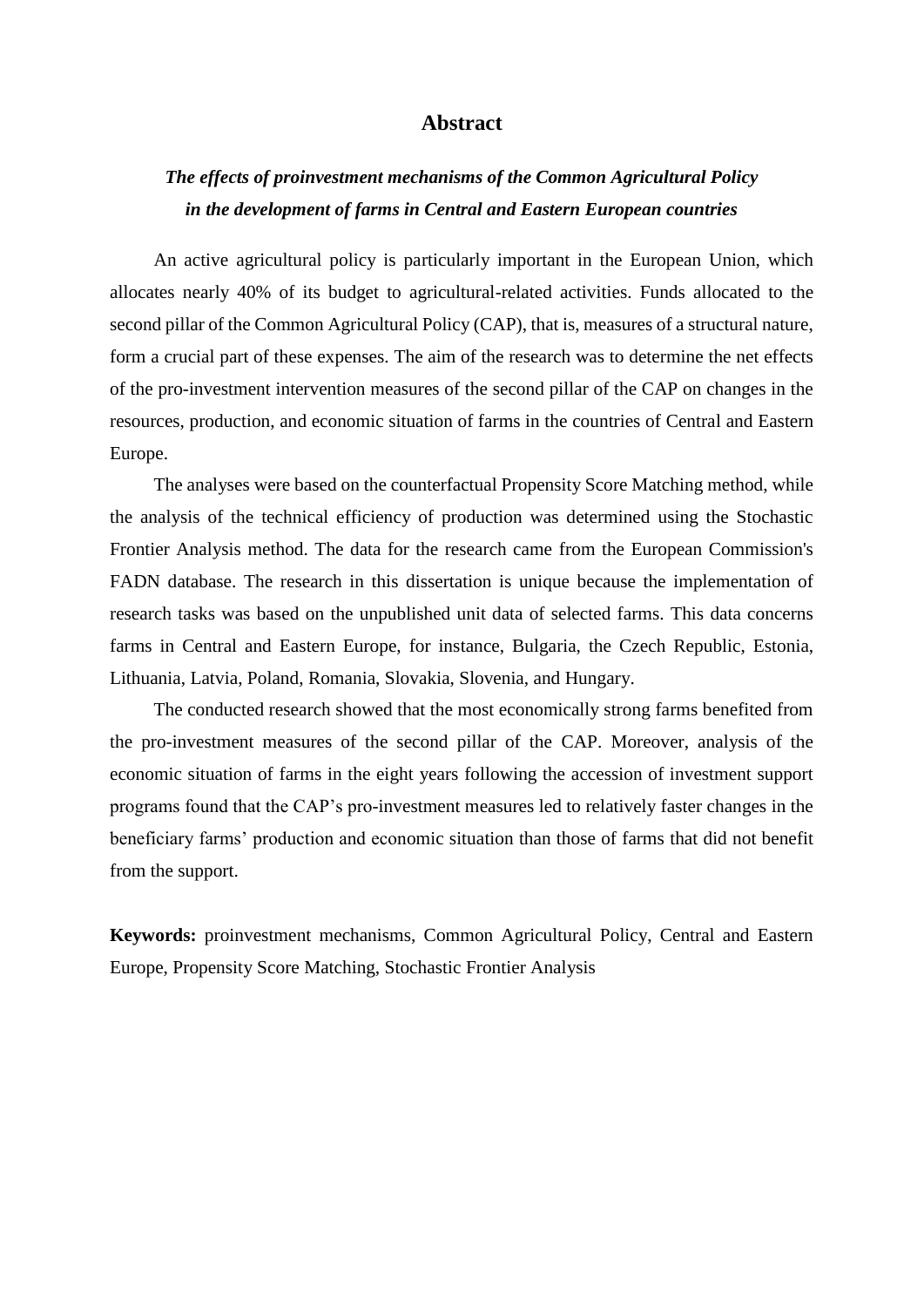# Abstract

***The effects of proinvestment mechanisms of the Common Agricultural Policy in the development of farms in Central and Eastern European countries***

An active agricultural policy is particularly important in the European Union, which allocates nearly 40% of its budget to agricultural-related activities. Funds allocated to the second pillar of the Common Agricultural Policy (CAP), that is, measures of a structural nature, form a crucial part of these expenses. The aim of the research was to determine the net effects of the pro-investment intervention measures of the second pillar of the CAP on changes in the resources, production, and economic situation of farms in the countries of Central and Eastern Europe.

The analyses were based on the counterfactual Propensity Score Matching method, while the analysis of the technical efficiency of production was determined using the Stochastic Frontier Analysis method. The data for the research came from the European Commission's FADN database. The research in this dissertation is unique because the implementation of research tasks was based on the unpublished unit data of selected farms. This data concerns farms in Central and Eastern Europe, for instance, Bulgaria, the Czech Republic, Estonia, Lithuania, Latvia, Poland, Romania, Slovakia, Slovenia, and Hungary.

The conducted research showed that the most economically strong farms benefited from the pro-investment measures of the second pillar of the CAP. Moreover, analysis of the economic situation of farms in the eight years following the accession of investment support programs found that the CAP's pro-investment measures led to relatively faster changes in the beneficiary farms' production and economic situation than those of farms that did not benefit from the support.

**Keywords:** proinvestment mechanisms, Common Agricultural Policy, Central and Eastern Europe, Propensity Score Matching, Stochastic Frontier Analysis